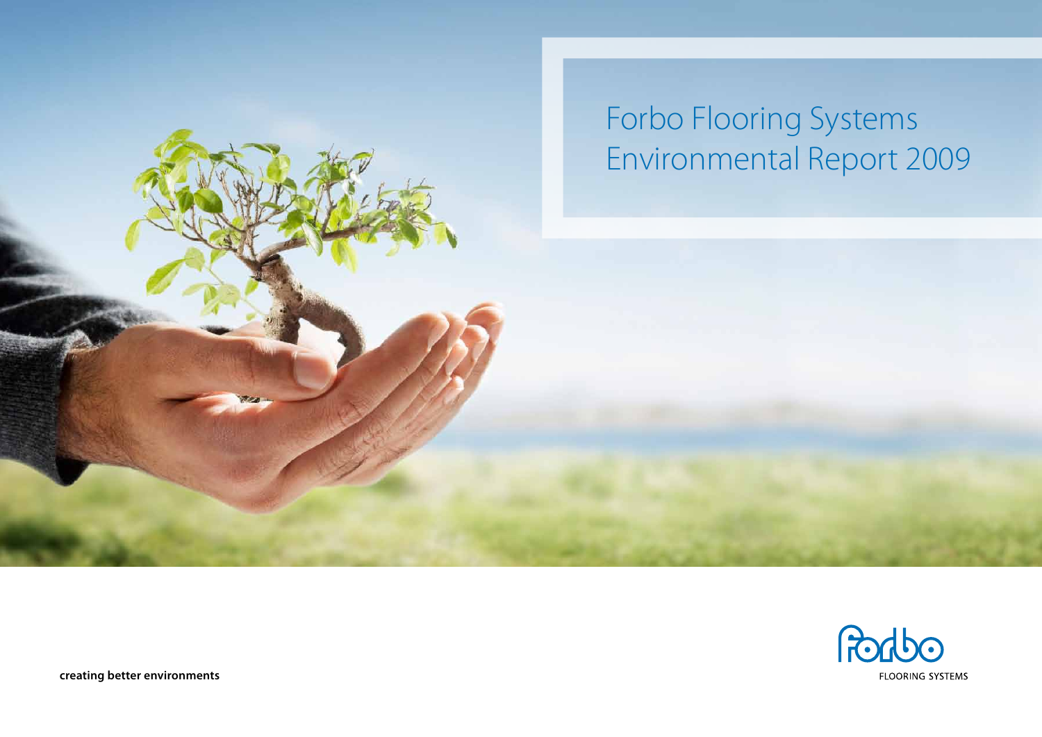# Forbo Flooring Systems Environmental Report 2009

**creating better environments**

FLOORING SYSTEMS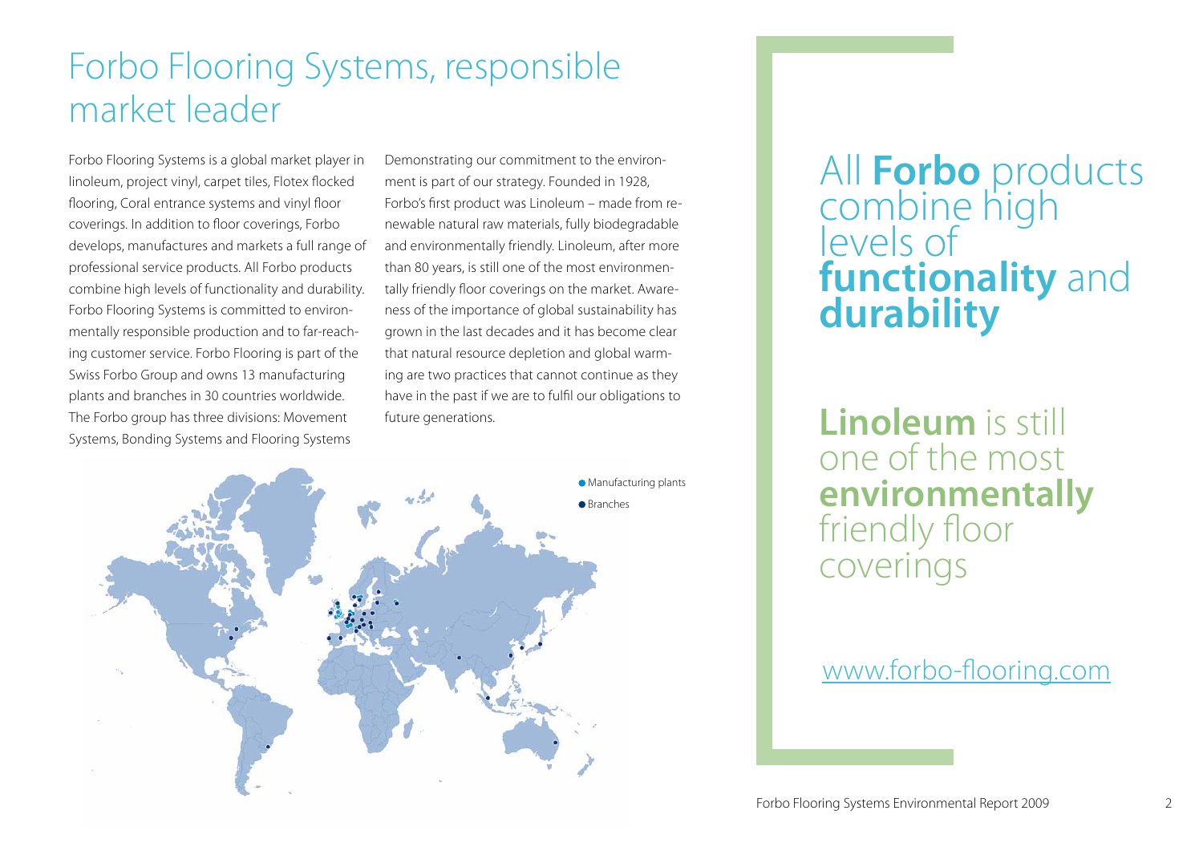# Forbo Flooring Systems, responsible market leader

Forbo Flooring Systems is a global market player in linoleum, project vinyl, carpet tiles, Flotex flocked flooring, Coral entrance systems and vinyl floor coverings. In addition to floor coverings, Forbo develops, manufactures and markets a full range of professional service products. All Forbo products combine high levels of functionality and durability. Forbo Flooring Systems is committed to environmentally responsible production and to far-reaching customer service. Forbo Flooring is part of the Swiss Forbo Group and owns 13 manufacturing plants and branches in 30 countries worldwide. The Forbo group has three divisions: Movement Systems, Bonding Systems and Flooring Systems

Demonstrating our commitment to the environment is part of our strategy. Founded in 1928, Forbo's first product was Linoleum – made from renewable natural raw materials, fully biodegradable and environmentally friendly. Linoleum, after more than 80 years, is still one of the most environmentally friendly floor coverings on the market. Awareness of the importance of global sustainability has grown in the last decades and it has become clear that natural resource depletion and global warming are two practices that cannot continue as they have in the past if we are to fulfil our obligations to future generations.

- Manufacturing plants
- Branches

All **Forbo** products combine high levels of **functionality** and **durability**

**Linoleum** is still one of the most **environmentally** friendly floor coverings

www.forbo-flooring.com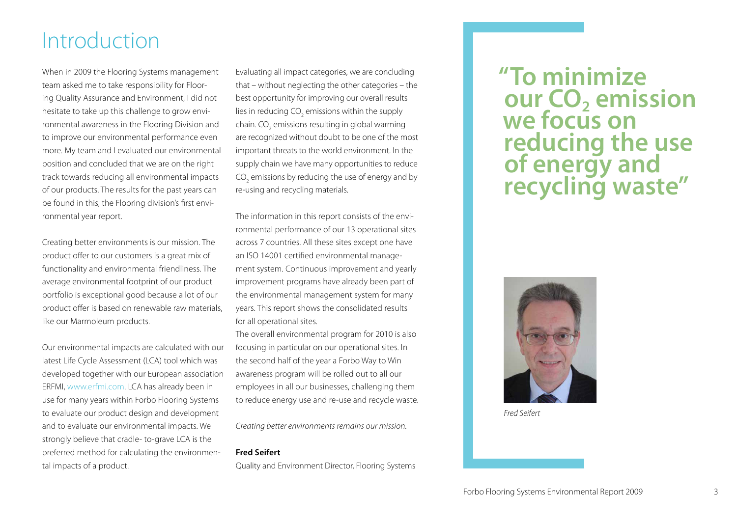# Introduction

When in 2009 the Flooring Systems management team asked me to take responsibility for Flooring Quality Assurance and Environment, I did not hesitate to take up this challenge to grow environmental awareness in the Flooring Division and to improve our environmental performance even more. My team and I evaluated our environmental position and concluded that we are on the right track towards reducing all environmental impacts of our products. The results for the past years can be found in this, the Flooring division's first environmental year report.

Creating better environments is our mission. The product offer to our customers is a great mix of functionality and environmental friendliness. The average environmental footprint of our product portfolio is exceptional good because a lot of our product offer is based on renewable raw materials, like our Marmoleum products.

Our environmental impacts are calculated with our latest Life Cycle Assessment (LCA) tool which was developed together with our European association ERFMI, www.erfmi.com. LCA has already been in use for many years within Forbo Flooring Systems to evaluate our product design and development and to evaluate our environmental impacts. We strongly believe that cradle- to-grave LCA is the preferred method for calculating the environmental impacts of a product.

Evaluating all impact categories, we are concluding that – without neglecting the other categories – the best opportunity for improving our overall results lies in reducing $CO_2$ emissions within the supply chain. $CO_2$ emissions resulting in global warming are recognized without doubt to be one of the most important threats to the world environment. In the supply chain we have many opportunities to reduce $CO_2$ emissions by reducing the use of energy and by re-using and recycling materials.

The information in this report consists of the environmental performance of our 13 operational sites across 7 countries. All these sites except one have an ISO 14001 certified environmental management system. Continuous improvement and yearly improvement programs have already been part of the environmental management system for many years. This report shows the consolidated results for all operational sites.

The overall environmental program for 2010 is also focusing in particular on our operational sites. In the second half of the year a Forbo Way to Win awareness program will be rolled out to all our employees in all our businesses, challenging them to reduce energy use and re-use and recycle waste.

*Creating better environments remains our mission.*

**Fred Seifert**
Quality and Environment Director, Flooring Systems

**"To minimize our $CO_2$ emission we focus on reducing the use of energy and recycling waste"**

*Fred Seifert*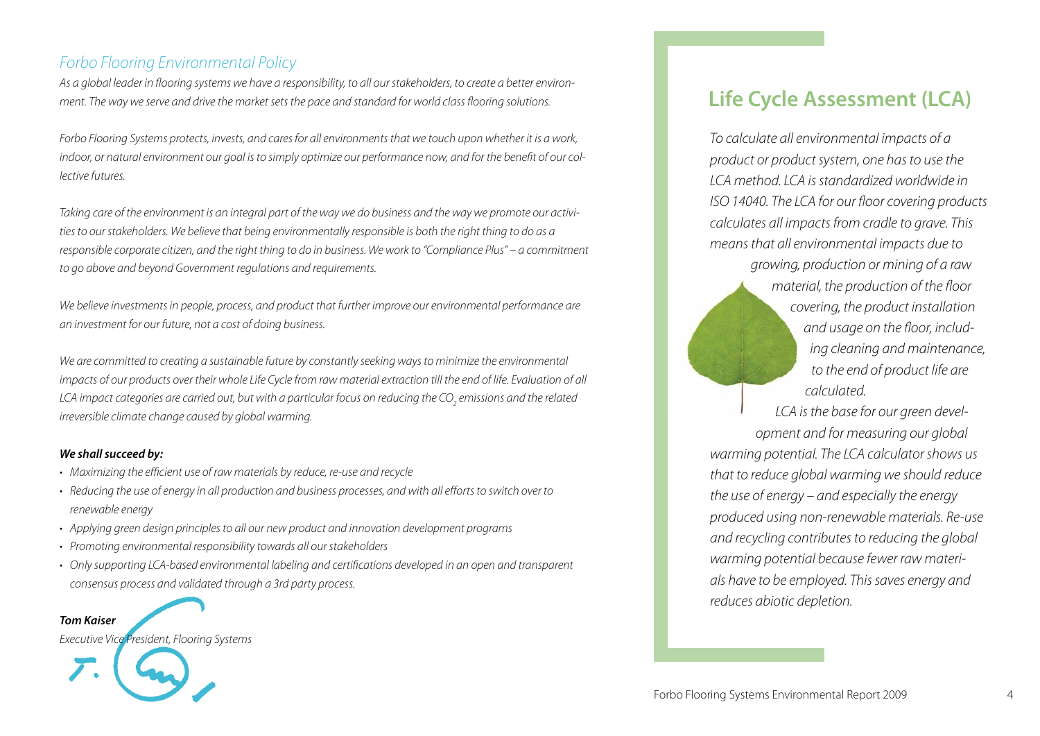## *Forbo Flooring Environmental Policy*

*As a global leader in flooring systems we have a responsibility, to all our stakeholders, to create a better environment. The way we serve and drive the market sets the pace and standard for world class flooring solutions.*

*Forbo Flooring Systems protects, invests, and cares for all environments that we touch upon whether it is a work, indoor, or natural environment our goal is to simply optimize our performance now, and for the benefit of our collective futures.*

*Taking care of the environment is an integral part of the way we do business and the way we promote our activities to our stakeholders. We believe that being environmentally responsible is both the right thing to do as a responsible corporate citizen, and the right thing to do in business. We work to "Compliance Plus" – a commitment to go above and beyond Government regulations and requirements.*

*We believe investments in people, process, and product that further improve our environmental performance are an investment for our future, not a cost of doing business.*

*We are committed to creating a sustainable future by constantly seeking ways to minimize the environmental impacts of our products over their whole Life Cycle from raw material extraction till the end of life. Evaluation of all LCA impact categories are carried out, but with a particular focus on reducing the $CO_2$ emissions and the related irreversible climate change caused by global warming.*

***We shall succeed by:***

- *Maximizing the efficient use of raw materials by reduce, re-use and recycle*
- *Reducing the use of energy in all production and business processes, and with all efforts to switch over to renewable energy*
- *Applying green design principles to all our new product and innovation development programs*
- *Promoting environmental responsibility towards all our stakeholders*
- *Only supporting LCA-based environmental labeling and certifications developed in an open and transparent consensus process and validated through a 3rd party process.*

***Tom Kaiser***
*Executive Vice President, Flooring Systems*

## Life Cycle Assessment (LCA)

*To calculate all environmental impacts of a product or product system, one has to use the LCA method. LCA is standardized worldwide in ISO 14040. The LCA for our floor covering products calculates all impacts from cradle to grave. This means that all environmental impacts due to growing, production or mining of a raw material, the production of the floor covering, the product installation and usage on the floor, including cleaning and maintenance, to the end of product life are calculated.*

*LCA is the base for our green development and for measuring our global warming potential. The LCA calculator shows us that to reduce global warming we should reduce the use of energy – and especially the energy produced using non-renewable materials. Re-use and recycling contributes to reducing the global warming potential because fewer raw materials have to be employed. This saves energy and reduces abiotic depletion.*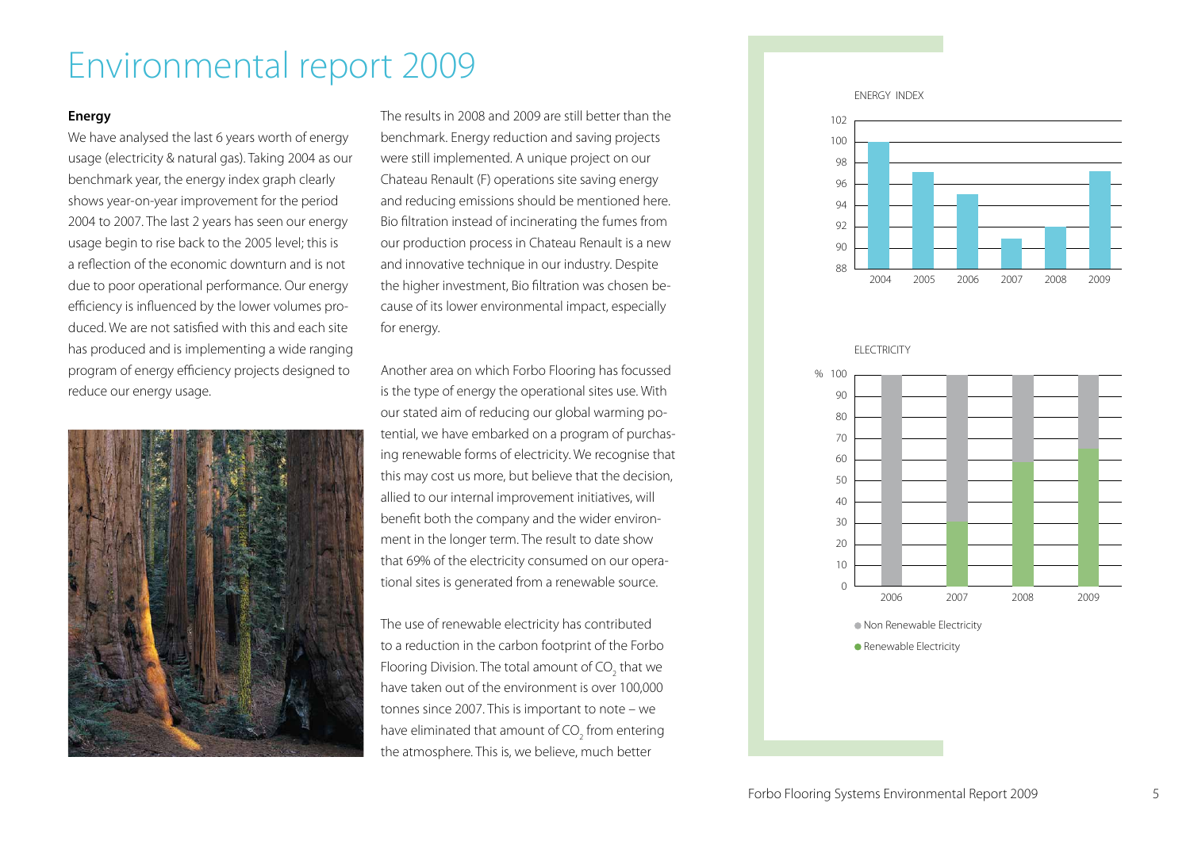# Environmental report 2009

**Energy**

We have analysed the last 6 years worth of energy usage (electricity & natural gas). Taking 2004 as our benchmark year, the energy index graph clearly shows year-on-year improvement for the period 2004 to 2007. The last 2 years has seen our energy usage begin to rise back to the 2005 level; this is a reflection of the economic downturn and is not due to poor operational performance. Our energy efficiency is influenced by the lower volumes produced. We are not satisfied with this and each site has produced and is implementing a wide ranging program of energy efficiency projects designed to reduce our energy usage.

The results in 2008 and 2009 are still better than the benchmark. Energy reduction and saving projects were still implemented. A unique project on our Chateau Renault (F) operations site saving energy and reducing emissions should be mentioned here. Bio filtration instead of incinerating the fumes from our production process in Chateau Renault is a new and innovative technique in our industry. Despite the higher investment, Bio filtration was chosen because of its lower environmental impact, especially for energy.

Another area on which Forbo Flooring has focussed is the type of energy the operational sites use. With our stated aim of reducing our global warming potential, we have embarked on a program of purchasing renewable forms of electricity. We recognise that this may cost us more, but believe that the decision, allied to our internal improvement initiatives, will benefit both the company and the wider environment in the longer term. The result to date show that 69% of the electricity consumed on our operational sites is generated from a renewable source.

The use of renewable electricity has contributed to a reduction in the carbon footprint of the Forbo Flooring Division. The total amount of $CO_2$ that we have taken out of the environment is over 100,000 tonnes since 2007. This is important to note – we have eliminated that amount of $CO_2$ from entering the atmosphere. This is, we believe, much better

ENERGY INDEX

ELECTRICITY

● Non Renewable Electricity

● Renewable Electricity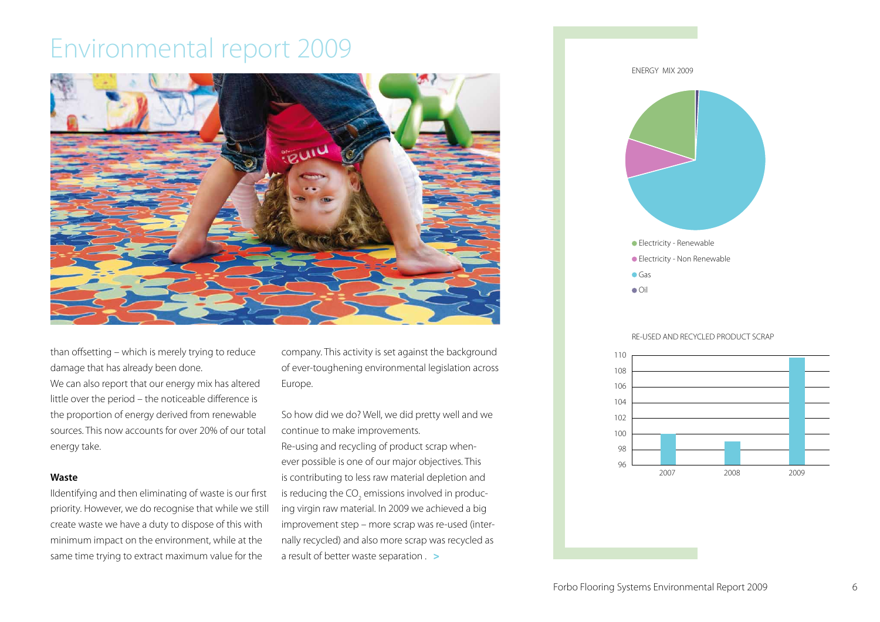# Environmental report 2009

than offsetting – which is merely trying to reduce damage that has already been done.

We can also report that our energy mix has altered little over the period – the noticeable difference is the proportion of energy derived from renewable sources. This now accounts for over 20% of our total energy take.

### Waste

IIdentifying and then eliminating of waste is our first priority. However, we do recognise that while we still create waste we have a duty to dispose of this with minimum impact on the environment, while at the same time trying to extract maximum value for the company. This activity is set against the background of ever-toughening environmental legislation across Europe.

So how did we do? Well, we did pretty well and we continue to make improvements.

Re-using and recycling of product scrap whenever possible is one of our major objectives. This is contributing to less raw material depletion and is reducing the $CO_2$ emissions involved in producing virgin raw material. In 2009 we achieved a big improvement step – more scrap was re-used (internally recycled) and also more scrap was recycled as a result of better waste separation . >

ENERGY MIX 2009

- Electricity - Renewable
- Electricity - Non Renewable
- Gas
- Oil

RE-USED AND RECYCLED PRODUCT SCRAP

| Year | Value |
|---|---|
| 2007 | 100 |
| 2008 | 99 |
| 2009 | 109.7 |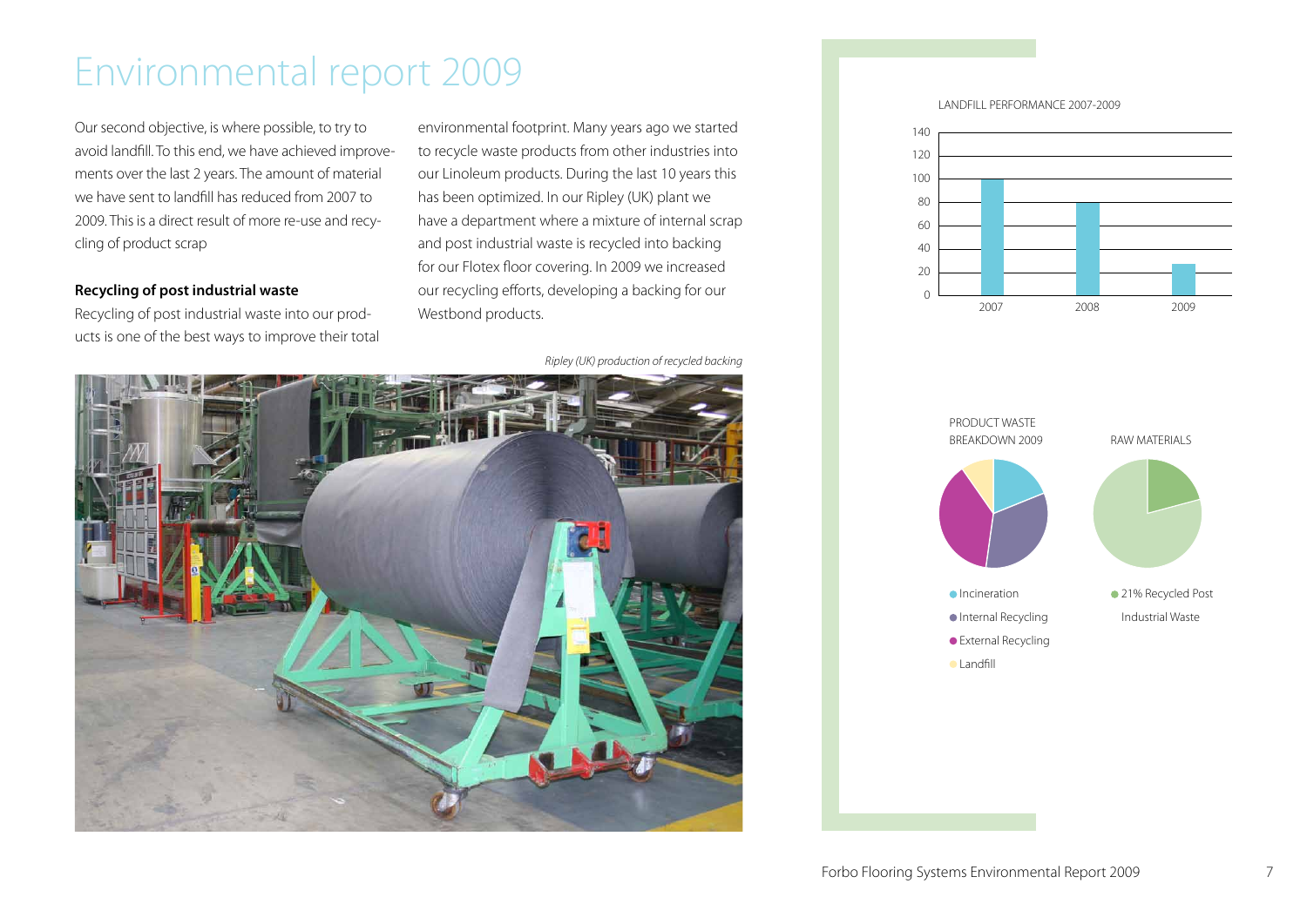# Environmental report 2009

Our second objective, is where possible, to try to avoid landfill. To this end, we have achieved improvements over the last 2 years. The amount of material we have sent to landfill has reduced from 2007 to 2009. This is a direct result of more re-use and recycling of product scrap

**Recycling of post industrial waste**

Recycling of post industrial waste into our products is one of the best ways to improve their total environmental footprint. Many years ago we started to recycle waste products from other industries into our Linoleum products. During the last 10 years this has been optimized. In our Ripley (UK) plant we have a department where a mixture of internal scrap and post industrial waste is recycled into backing for our Flotex floor covering. In 2009 we increased our recycling efforts, developing a backing for our Westbond products.

*Ripley (UK) production of recycled backing*

LANDFILL PERFORMANCE 2007-2009

PRODUCT WASTE BREAKDOWN 2009

- Incineration
- Internal Recycling
- External Recycling
- Landfill

RAW MATERIALS

- 21% Recycled Post Industrial Waste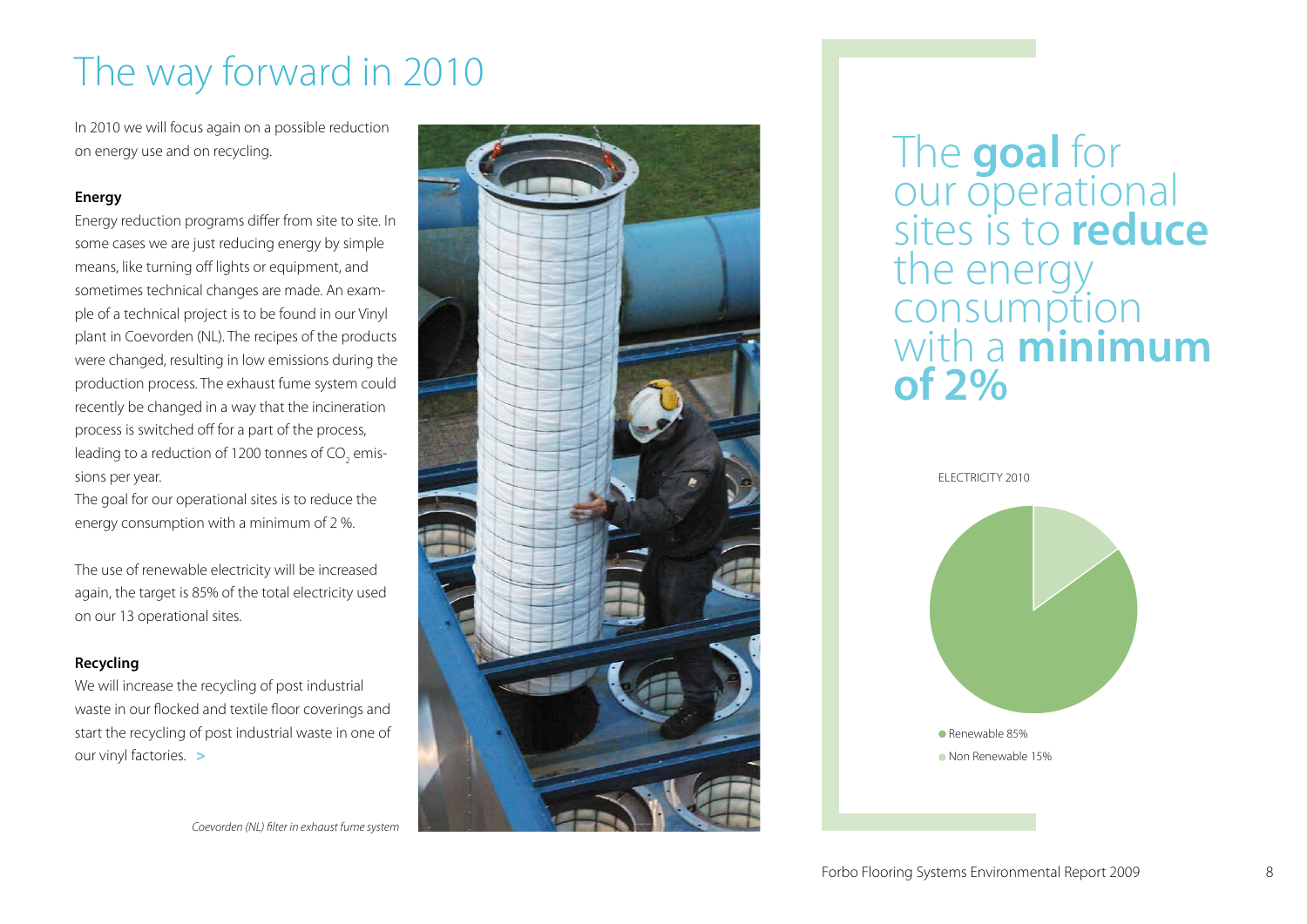# The way forward in 2010

In 2010 we will focus again on a possible reduction on energy use and on recycling.

**Energy**

Energy reduction programs differ from site to site. In some cases we are just reducing energy by simple means, like turning off lights or equipment, and sometimes technical changes are made. An example of a technical project is to be found in our Vinyl plant in Coevorden (NL). The recipes of the products were changed, resulting in low emissions during the production process. The exhaust fume system could recently be changed in a way that the incineration process is switched off for a part of the process, leading to a reduction of 1200 tonnes of $CO_2$ emissions per year.

The goal for our operational sites is to reduce the energy consumption with a minimum of 2 %.

The use of renewable electricity will be increased again, the target is 85% of the total electricity used on our 13 operational sites.

**Recycling**

We will increase the recycling of post industrial waste in our flocked and textile floor coverings and start the recycling of post industrial waste in one of our vinyl factories. >

*Coevorden (NL) filter in exhaust fume system*

## The **goal** for our operational sites is to **reduce** the energy consumption with a **minimum of 2%**

ELECTRICITY 2010

- Renewable 85%
- Non Renewable 15%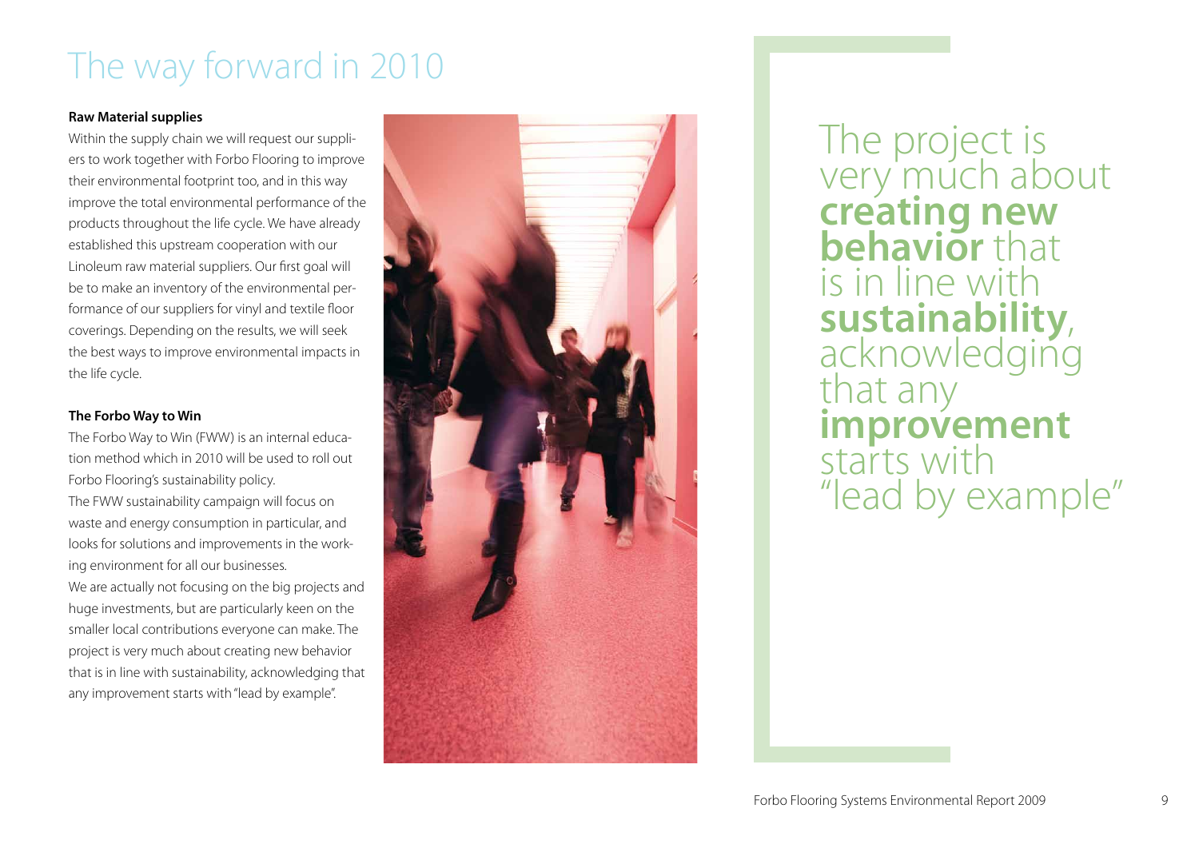# The way forward in 2010

**Raw Material supplies**

Within the supply chain we will request our suppliers to work together with Forbo Flooring to improve their environmental footprint too, and in this way improve the total environmental performance of the products throughout the life cycle. We have already established this upstream cooperation with our Linoleum raw material suppliers. Our first goal will be to make an inventory of the environmental performance of our suppliers for vinyl and textile floor coverings. Depending on the results, we will seek the best ways to improve environmental impacts in the life cycle.

**The Forbo Way to Win**

The Forbo Way to Win (FWW) is an internal education method which in 2010 will be used to roll out Forbo Flooring's sustainability policy.

The FWW sustainability campaign will focus on waste and energy consumption in particular, and looks for solutions and improvements in the working environment for all our businesses.

We are actually not focusing on the big projects and huge investments, but are particularly keen on the smaller local contributions everyone can make. The project is very much about creating new behavior that is in line with sustainability, acknowledging that any improvement starts with "lead by example".

> The project is very much about **creating new behavior** that is in line with **sustainability**, acknowledging that any **improvement** starts with "lead by example"